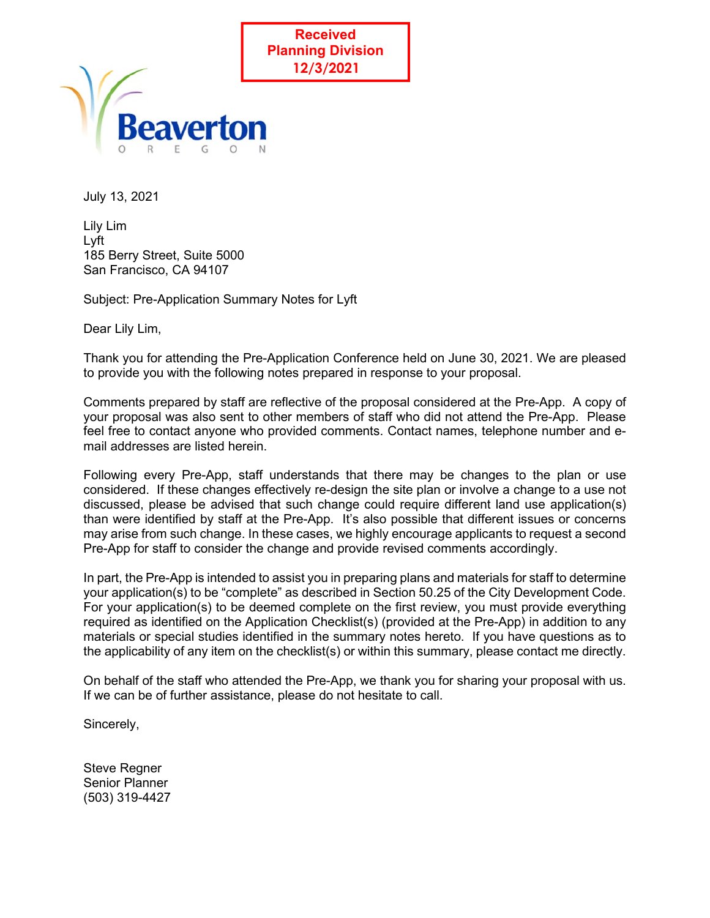Received
Planning Division
12/3/2021

Beaverton
OREGON

July 13, 2021

Lily Lim
Lyft
185 Berry Street, Suite 5000
San Francisco, CA 94107

Subject: Pre-Application Summary Notes for Lyft

Dear Lily Lim,

Thank you for attending the Pre-Application Conference held on June 30, 2021. We are pleased to provide you with the following notes prepared in response to your proposal.

Comments prepared by staff are reflective of the proposal considered at the Pre-App. A copy of your proposal was also sent to other members of staff who did not attend the Pre-App. Please feel free to contact anyone who provided comments. Contact names, telephone number and e-mail addresses are listed herein.

Following every Pre-App, staff understands that there may be changes to the plan or use considered. If these changes effectively re-design the site plan or involve a change to a use not discussed, please be advised that such change could require different land use application(s) than were identified by staff at the Pre-App. It's also possible that different issues or concerns may arise from such change. In these cases, we highly encourage applicants to request a second Pre-App for staff to consider the change and provide revised comments accordingly.

In part, the Pre-App is intended to assist you in preparing plans and materials for staff to determine your application(s) to be "complete" as described in Section 50.25 of the City Development Code. For your application(s) to be deemed complete on the first review, you must provide everything required as identified on the Application Checklist(s) (provided at the Pre-App) in addition to any materials or special studies identified in the summary notes hereto. If you have questions as to the applicability of any item on the checklist(s) or within this summary, please contact me directly.

On behalf of the staff who attended the Pre-App, we thank you for sharing your proposal with us. If we can be of further assistance, please do not hesitate to call.

Sincerely,

Steve Regner
Senior Planner
(503) 319-4427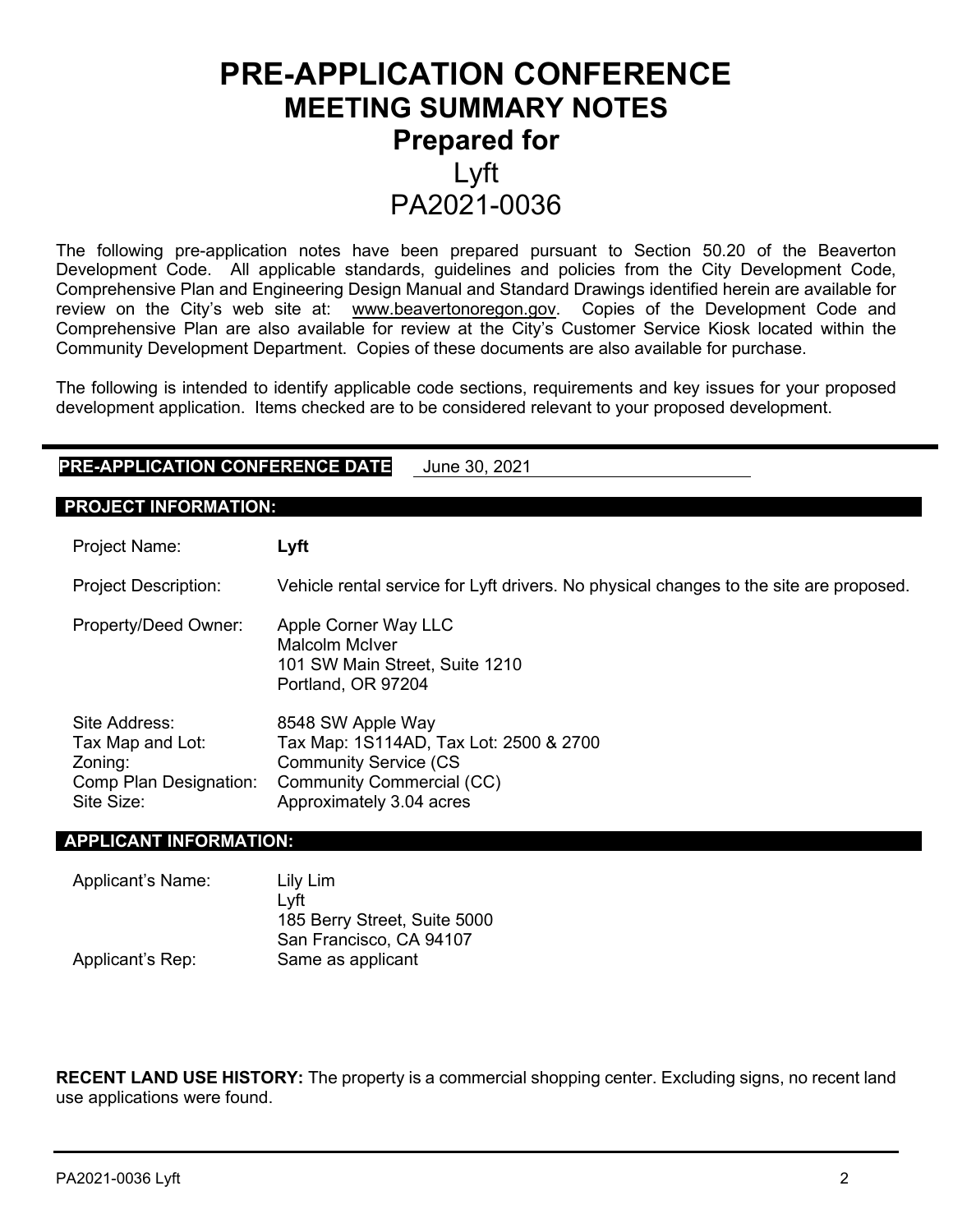# PRE-APPLICATION CONFERENCE
## MEETING SUMMARY NOTES
## Prepared for
## Lyft
## PA2021-0036

The following pre-application notes have been prepared pursuant to Section 50.20 of the Beaverton Development Code. All applicable standards, guidelines and policies from the City Development Code, Comprehensive Plan and Engineering Design Manual and Standard Drawings identified herein are available for review on the City's web site at: www.beavertonoregon.gov. Copies of the Development Code and Comprehensive Plan are also available for review at the City's Customer Service Kiosk located within the Community Development Department. Copies of these documents are also available for purchase.

The following is intended to identify applicable code sections, requirements and key issues for your proposed development application. Items checked are to be considered relevant to your proposed development.

**PRE-APPLICATION CONFERENCE DATE** June 30, 2021

**PROJECT INFORMATION:**

| | |
|---|---|
| Project Name: | **Lyft** |
| Project Description: | Vehicle rental service for Lyft drivers. No physical changes to the site are proposed. |
| Property/Deed Owner: | Apple Corner Way LLC<br>Malcolm McIver<br>101 SW Main Street, Suite 1210<br>Portland, OR 97204 |
| Site Address: | 8548 SW Apple Way |
| Tax Map and Lot: | Tax Map: 1S114AD, Tax Lot: 2500 & 2700 |
| Zoning: | Community Service (CS |
| Comp Plan Designation: | Community Commercial (CC) |
| Site Size: | Approximately 3.04 acres |

**APPLICANT INFORMATION:**

| | |
|---|---|
| Applicant's Name: | Lily Lim<br>Lyft<br>185 Berry Street, Suite 5000<br>San Francisco, CA 94107 |
| Applicant's Rep: | Same as applicant |

**RECENT LAND USE HISTORY:** The property is a commercial shopping center. Excluding signs, no recent land use applications were found.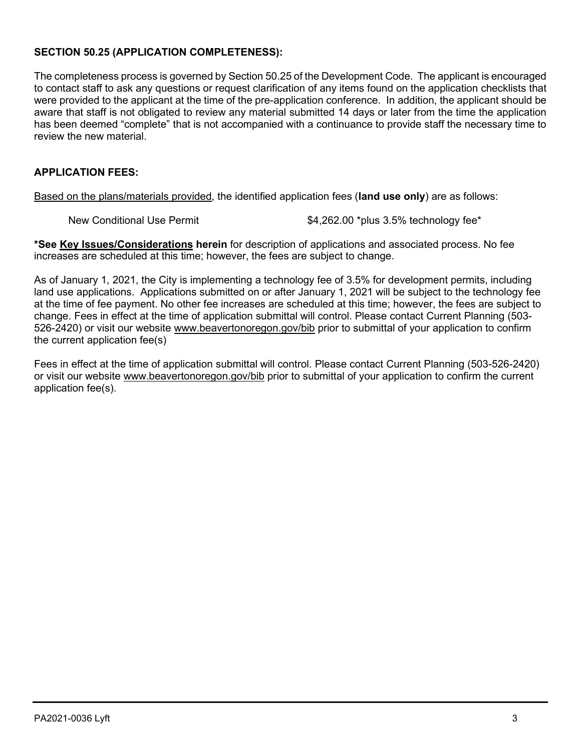**SECTION 50.25 (APPLICATION COMPLETENESS):**

The completeness process is governed by Section 50.25 of the Development Code. The applicant is encouraged to contact staff to ask any questions or request clarification of any items found on the application checklists that were provided to the applicant at the time of the pre-application conference. In addition, the applicant should be aware that staff is not obligated to review any material submitted 14 days or later from the time the application has been deemed "complete" that is not accompanied with a continuance to provide staff the necessary time to review the new material.

**APPLICATION FEES:**

Based on the plans/materials provided, the identified application fees (**land use only**) are as follows:

New Conditional Use Permit $4,262.00 *plus 3.5% technology fee*

**\*See Key Issues/Considerations herein** for description of applications and associated process. No fee increases are scheduled at this time; however, the fees are subject to change.

As of January 1, 2021, the City is implementing a technology fee of 3.5% for development permits, including land use applications. Applications submitted on or after January 1, 2021 will be subject to the technology fee at the time of fee payment. No other fee increases are scheduled at this time; however, the fees are subject to change. Fees in effect at the time of application submittal will control. Please contact Current Planning (503-526-2420) or visit our website www.beavertonoregon.gov/bib prior to submittal of your application to confirm the current application fee(s)

Fees in effect at the time of application submittal will control. Please contact Current Planning (503-526-2420) or visit our website www.beavertonoregon.gov/bib prior to submittal of your application to confirm the current application fee(s).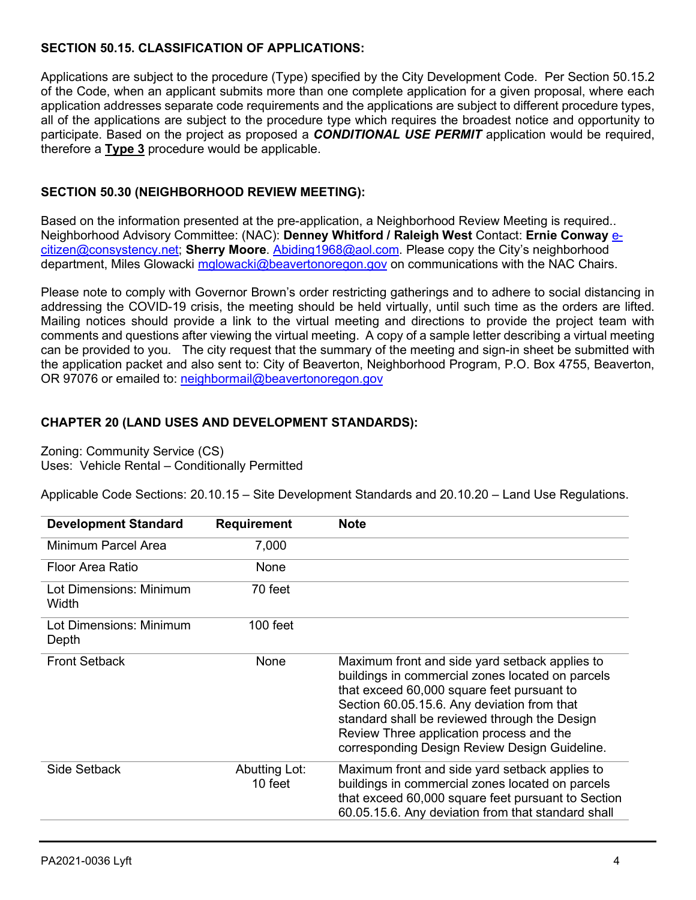### SECTION 50.15. CLASSIFICATION OF APPLICATIONS:

Applications are subject to the procedure (Type) specified by the City Development Code. Per Section 50.15.2 of the Code, when an applicant submits more than one complete application for a given proposal, where each application addresses separate code requirements and the applications are subject to different procedure types, all of the applications are subject to the procedure type which requires the broadest notice and opportunity to participate. Based on the project as proposed a ***CONDITIONAL USE PERMIT*** application would be required, therefore a **Type 3** procedure would be applicable.

### SECTION 50.30 (NEIGHBORHOOD REVIEW MEETING):

Based on the information presented at the pre-application, a Neighborhood Review Meeting is required.. Neighborhood Advisory Committee: (NAC): **Denney Whitford / Raleigh West** Contact: **Ernie Conway** e-citizen@consystency.net; **Sherry Moore**. Abiding1968@aol.com. Please copy the City's neighborhood department, Miles Glowacki mglowacki@beavertonoregon.gov on communications with the NAC Chairs.

Please note to comply with Governor Brown's order restricting gatherings and to adhere to social distancing in addressing the COVID-19 crisis, the meeting should be held virtually, until such time as the orders are lifted. Mailing notices should provide a link to the virtual meeting and directions to provide the project team with comments and questions after viewing the virtual meeting. A copy of a sample letter describing a virtual meeting can be provided to you. The city request that the summary of the meeting and sign-in sheet be submitted with the application packet and also sent to: City of Beaverton, Neighborhood Program, P.O. Box 4755, Beaverton, OR 97076 or emailed to: neighbormail@beavertonoregon.gov

### CHAPTER 20 (LAND USES AND DEVELOPMENT STANDARDS):

Zoning: Community Service (CS)
Uses: Vehicle Rental – Conditionally Permitted

Applicable Code Sections: 20.10.15 – Site Development Standards and 20.10.20 – Land Use Regulations.

| Development Standard | Requirement | Note |
|---|---|---|
| Minimum Parcel Area | 7,000 | |
| Floor Area Ratio | None | |
| Lot Dimensions: Minimum Width | 70 feet | |
| Lot Dimensions: Minimum Depth | 100 feet | |
| Front Setback | None | Maximum front and side yard setback applies to buildings in commercial zones located on parcels that exceed 60,000 square feet pursuant to Section 60.05.15.6. Any deviation from that standard shall be reviewed through the Design Review Three application process and the corresponding Design Review Design Guideline. |
| Side Setback | Abutting Lot: 10 feet | Maximum front and side yard setback applies to buildings in commercial zones located on parcels that exceed 60,000 square feet pursuant to Section 60.05.15.6. Any deviation from that standard shall |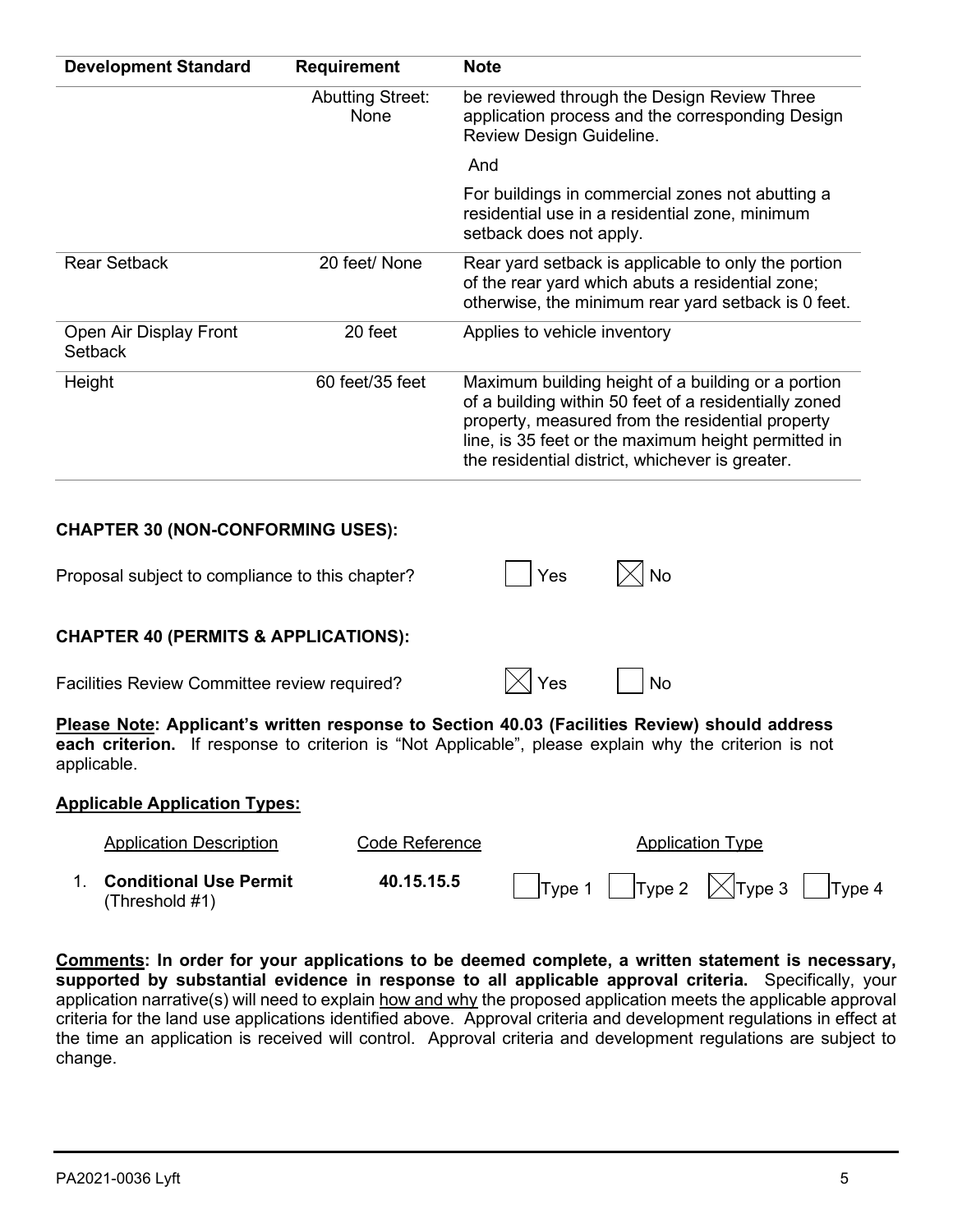| Development Standard | Requirement | Note |
|---|---|---|
| | Abutting Street: None | be reviewed through the Design Review Three application process and the corresponding Design Review Design Guideline.<br><br>And<br><br>For buildings in commercial zones not abutting a residential use in a residential zone, minimum setback does not apply. |
| Rear Setback | 20 feet/ None | Rear yard setback is applicable to only the portion of the rear yard which abuts a residential zone; otherwise, the minimum rear yard setback is 0 feet. |
| Open Air Display Front Setback | 20 feet | Applies to vehicle inventory |
| Height | 60 feet/35 feet | Maximum building height of a building or a portion of a building within 50 feet of a residentially zoned property, measured from the residential property line, is 35 feet or the maximum height permitted in the residential district, whichever is greater. |

**CHAPTER 30 (NON-CONFORMING USES):**

Proposal subject to compliance to this chapter? ☐ Yes ☒ No

**CHAPTER 40 (PERMITS & APPLICATIONS):**

Facilities Review Committee review required? ☒ Yes ☐ No

**Please Note: Applicant's written response to Section 40.03 (Facilities Review) should address each criterion.** If response to criterion is "Not Applicable", please explain why the criterion is not applicable.

**Applicable Application Types:**

| | Application Description | Code Reference | Application Type |
|---|---|---|---|
| 1. | **Conditional Use Permit** (Threshold #1) | **40.15.15.5** | ☐ Type 1 ☐ Type 2 ☒ Type 3 ☐ Type 4 |

**Comments: In order for your applications to be deemed complete, a written statement is necessary, supported by substantial evidence in response to all applicable approval criteria.** Specifically, your application narrative(s) will need to explain how and why the proposed application meets the applicable approval criteria for the land use applications identified above. Approval criteria and development regulations in effect at the time an application is received will control. Approval criteria and development regulations are subject to change.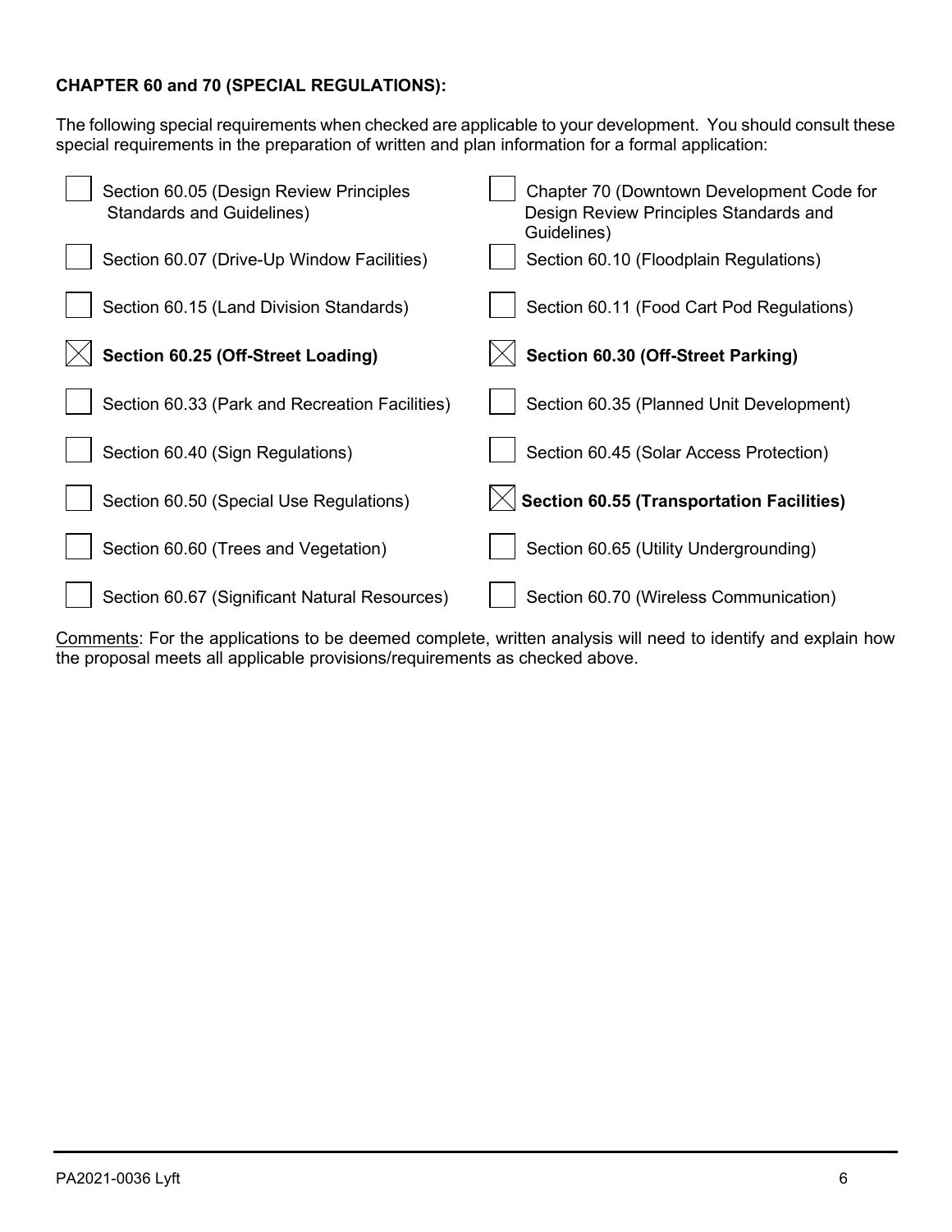**CHAPTER 60 and 70 (SPECIAL REGULATIONS):**

The following special requirements when checked are applicable to your development. You should consult these special requirements in the preparation of written and plan information for a formal application:

- [ ] Section 60.05 (Design Review Principles Standards and Guidelines)
- [ ] Chapter 70 (Downtown Development Code for Design Review Principles Standards and Guidelines)
- [ ] Section 60.07 (Drive-Up Window Facilities)
- [ ] Section 60.10 (Floodplain Regulations)
- [ ] Section 60.15 (Land Division Standards)
- [ ] Section 60.11 (Food Cart Pod Regulations)
- [x] **Section 60.25 (Off-Street Loading)**
- [x] **Section 60.30 (Off-Street Parking)**
- [ ] Section 60.33 (Park and Recreation Facilities)
- [ ] Section 60.35 (Planned Unit Development)
- [ ] Section 60.40 (Sign Regulations)
- [ ] Section 60.45 (Solar Access Protection)
- [ ] Section 60.50 (Special Use Regulations)
- [x] **Section 60.55 (Transportation Facilities)**
- [ ] Section 60.60 (Trees and Vegetation)
- [ ] Section 60.65 (Utility Undergrounding)
- [ ] Section 60.67 (Significant Natural Resources)
- [ ] Section 60.70 (Wireless Communication)

Comments: For the applications to be deemed complete, written analysis will need to identify and explain how the proposal meets all applicable provisions/requirements as checked above.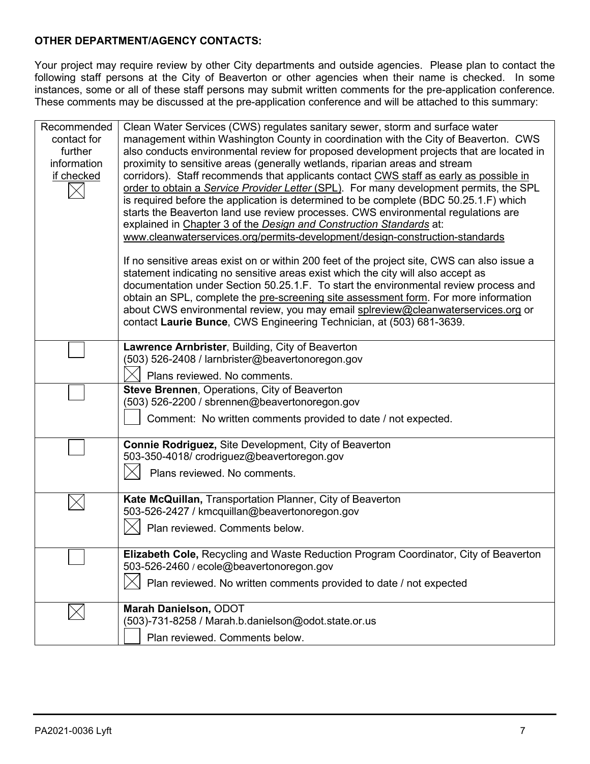**OTHER DEPARTMENT/AGENCY CONTACTS:**

Your project may require review by other City departments and outside agencies. Please plan to contact the following staff persons at the City of Beaverton or other agencies when their name is checked. In some instances, some or all of these staff persons may submit written comments for the pre-application conference. These comments may be discussed at the pre-application conference and will be attached to this summary:

| Recommended contact for further information if checked | |
|---|---|
| ☒ | Clean Water Services (CWS) regulates sanitary sewer, storm and surface water management within Washington County in coordination with the City of Beaverton. CWS also conducts environmental review for proposed development projects that are located in proximity to sensitive areas (generally wetlands, riparian areas and stream corridors). Staff recommends that applicants contact CWS staff as early as possible in order to obtain a *Service Provider Letter* (SPL). For many development permits, the SPL is required before the application is determined to be complete (BDC 50.25.1.F) which starts the Beaverton land use review processes. CWS environmental regulations are explained in Chapter 3 of the *Design and Construction Standards* at: www.cleanwaterservices.org/permits-development/design-construction-standards<br><br>If no sensitive areas exist on or within 200 feet of the project site, CWS can also issue a statement indicating no sensitive areas exist which the city will also accept as documentation under Section 50.25.1.F. To start the environmental review process and obtain an SPL, complete the pre-screening site assessment form. For more information about CWS environmental review, you may email splreview@cleanwaterservices.org or contact **Laurie Bunce**, CWS Engineering Technician, at (503) 681-3639. |
| ☐ | **Lawrence Arnbrister**, Building, City of Beaverton<br>(503) 526-2408 / larnbrister@beavertonoregon.gov<br>☒ Plans reviewed. No comments. |
| ☐ | **Steve Brennen**, Operations, City of Beaverton<br>(503) 526-2200 / sbrennen@beavertonoregon.gov<br>☐ Comment: No written comments provided to date / not expected. |
| ☐ | **Connie Rodriguez,** Site Development, City of Beaverton<br>503-350-4018/ crodriguez@beavertoregon.gov<br>☒ Plans reviewed. No comments. |
| ☒ | **Kate McQuillan,** Transportation Planner, City of Beaverton<br>503-526-2427 / kmcquillan@beavertonoregon.gov<br>☒ Plan reviewed. Comments below. |
| ☐ | **Elizabeth Cole,** Recycling and Waste Reduction Program Coordinator, City of Beaverton<br>503-526-2460 / ecole@beavertonoregon.gov<br>☒ Plan reviewed. No written comments provided to date / not expected |
| ☒ | **Marah Danielson,** ODOT<br>(503)-731-8258 / Marah.b.danielson@odot.state.or.us<br>☐ Plan reviewed. Comments below. |

PA2021-0036 Lyft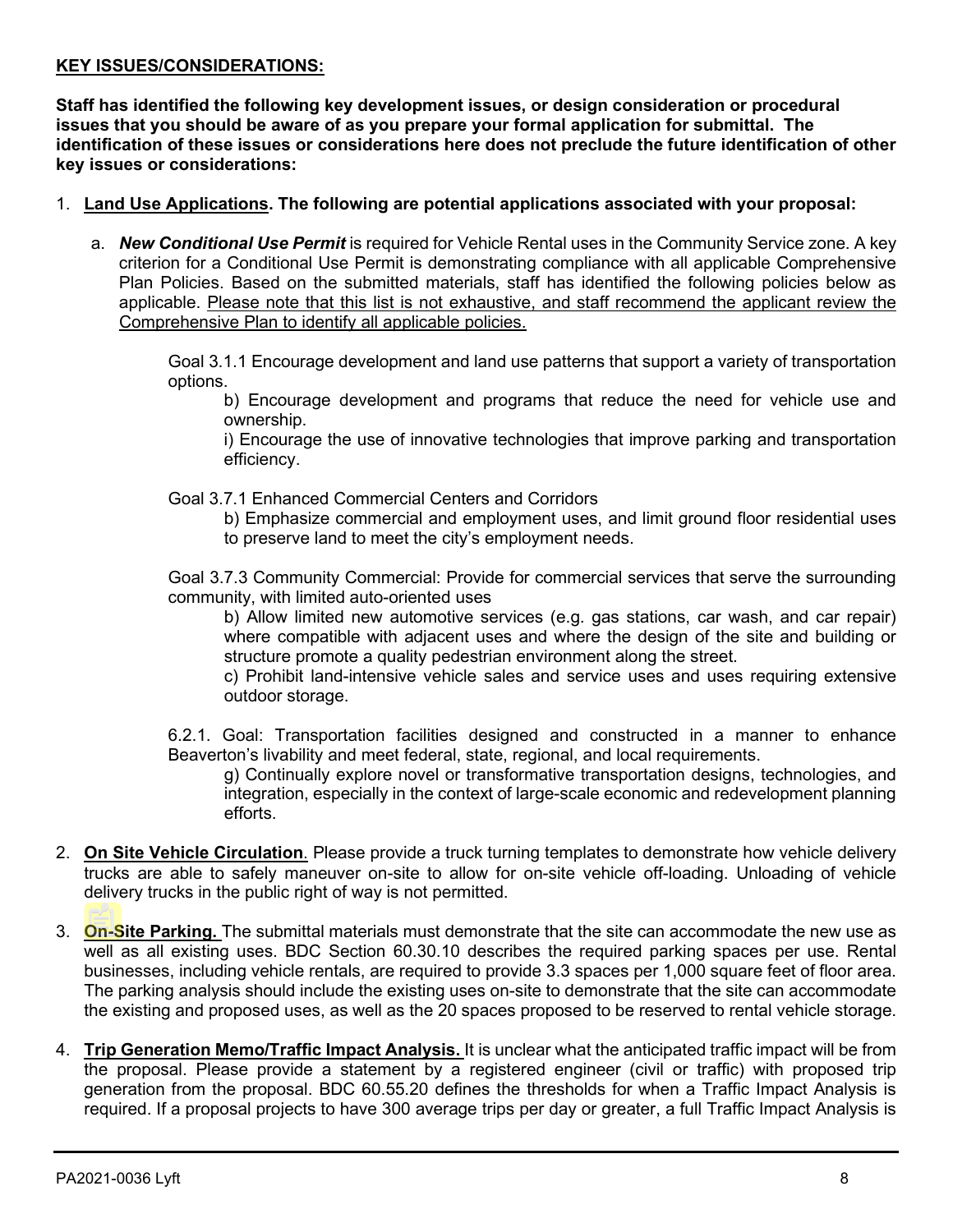## KEY ISSUES/CONSIDERATIONS:

**Staff has identified the following key development issues, or design consideration or procedural issues that you should be aware of as you prepare your formal application for submittal. The identification of these issues or considerations here does not preclude the future identification of other key issues or considerations:**

1. **Land Use Applications. The following are potential applications associated with your proposal:**

   a. ***New Conditional Use Permit*** is required for Vehicle Rental uses in the Community Service zone. A key criterion for a Conditional Use Permit is demonstrating compliance with all applicable Comprehensive Plan Policies. Based on the submitted materials, staff has identified the following policies below as applicable. Please note that this list is not exhaustive, and staff recommend the applicant review the Comprehensive Plan to identify all applicable policies.

      Goal 3.1.1 Encourage development and land use patterns that support a variety of transportation options.

      b) Encourage development and programs that reduce the need for vehicle use and ownership.

      i) Encourage the use of innovative technologies that improve parking and transportation efficiency.

      Goal 3.7.1 Enhanced Commercial Centers and Corridors

      b) Emphasize commercial and employment uses, and limit ground floor residential uses to preserve land to meet the city's employment needs.

      Goal 3.7.3 Community Commercial: Provide for commercial services that serve the surrounding community, with limited auto-oriented uses

      b) Allow limited new automotive services (e.g. gas stations, car wash, and car repair) where compatible with adjacent uses and where the design of the site and building or structure promote a quality pedestrian environment along the street.

      c) Prohibit land-intensive vehicle sales and service uses and uses requiring extensive outdoor storage.

      6.2.1. Goal: Transportation facilities designed and constructed in a manner to enhance Beaverton's livability and meet federal, state, regional, and local requirements.

      g) Continually explore novel or transformative transportation designs, technologies, and integration, especially in the context of large-scale economic and redevelopment planning efforts.

2. **On Site Vehicle Circulation**. Please provide a truck turning templates to demonstrate how vehicle delivery trucks are able to safely maneuver on-site to allow for on-site vehicle off-loading. Unloading of vehicle delivery trucks in the public right of way is not permitted.

3. **On-Site Parking.** The submittal materials must demonstrate that the site can accommodate the new use as well as all existing uses. BDC Section 60.30.10 describes the required parking spaces per use. Rental businesses, including vehicle rentals, are required to provide 3.3 spaces per 1,000 square feet of floor area. The parking analysis should include the existing uses on-site to demonstrate that the site can accommodate the existing and proposed uses, as well as the 20 spaces proposed to be reserved to rental vehicle storage.

4. **Trip Generation Memo/Traffic Impact Analysis.** It is unclear what the anticipated traffic impact will be from the proposal. Please provide a statement by a registered engineer (civil or traffic) with proposed trip generation from the proposal. BDC 60.55.20 defines the thresholds for when a Traffic Impact Analysis is required. If a proposal projects to have 300 average trips per day or greater, a full Traffic Impact Analysis is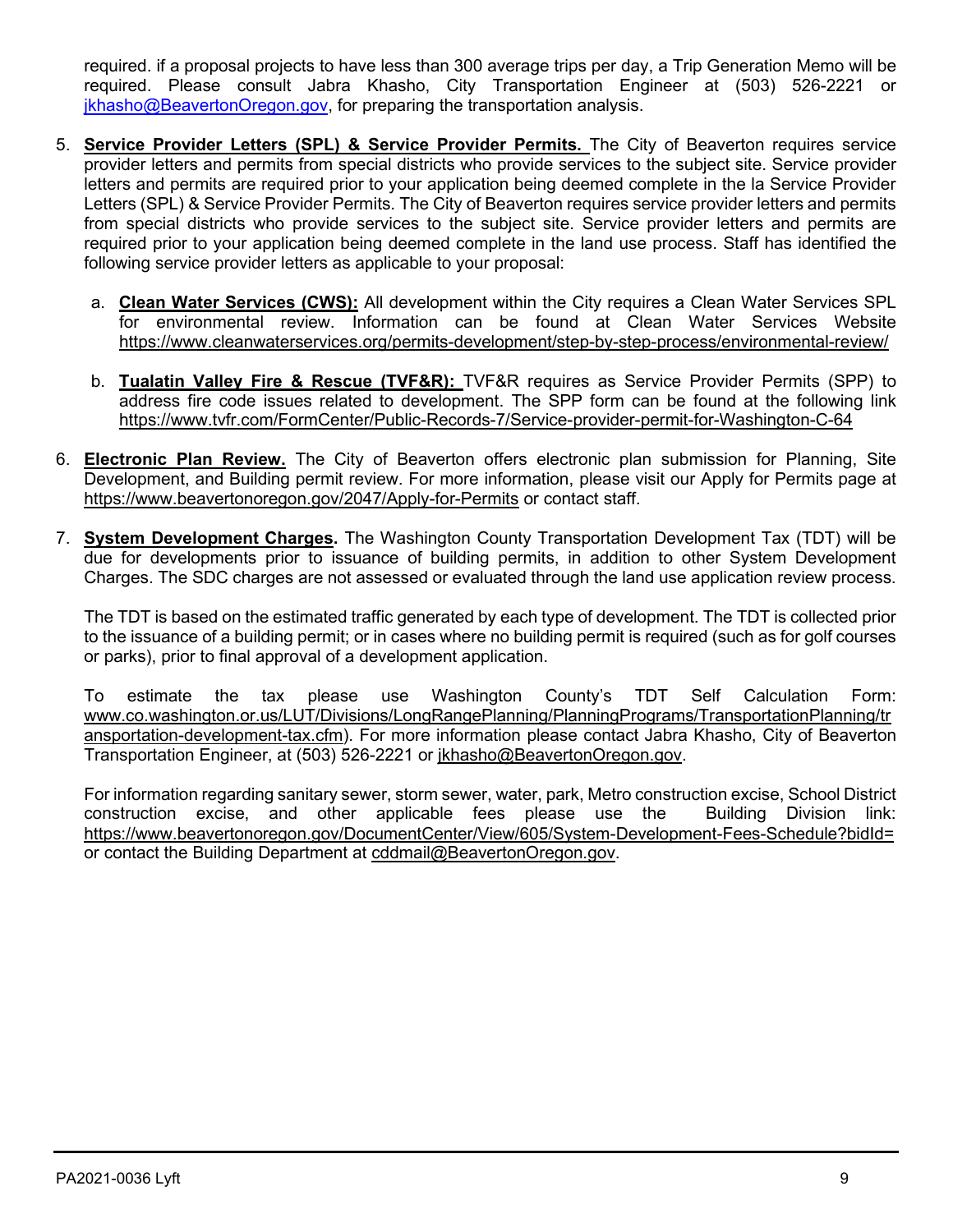required. if a proposal projects to have less than 300 average trips per day, a Trip Generation Memo will be required. Please consult Jabra Khasho, City Transportation Engineer at (503) 526-2221 or jkhasho@BeavertonOregon.gov, for preparing the transportation analysis.

5. **Service Provider Letters (SPL) & Service Provider Permits.** The City of Beaverton requires service provider letters and permits from special districts who provide services to the subject site. Service provider letters and permits are required prior to your application being deemed complete in the la Service Provider Letters (SPL) & Service Provider Permits. The City of Beaverton requires service provider letters and permits from special districts who provide services to the subject site. Service provider letters and permits are required prior to your application being deemed complete in the land use process. Staff has identified the following service provider letters as applicable to your proposal:

   a. **Clean Water Services (CWS):** All development within the City requires a Clean Water Services SPL for environmental review. Information can be found at Clean Water Services Website https://www.cleanwaterservices.org/permits-development/step-by-step-process/environmental-review/

   b. **Tualatin Valley Fire & Rescue (TVF&R):** TVF&R requires as Service Provider Permits (SPP) to address fire code issues related to development. The SPP form can be found at the following link https://www.tvfr.com/FormCenter/Public-Records-7/Service-provider-permit-for-Washington-C-64

6. **Electronic Plan Review.** The City of Beaverton offers electronic plan submission for Planning, Site Development, and Building permit review. For more information, please visit our Apply for Permits page at https://www.beavertonoregon.gov/2047/Apply-for-Permits or contact staff.

7. **System Development Charges.** The Washington County Transportation Development Tax (TDT) will be due for developments prior to issuance of building permits, in addition to other System Development Charges. The SDC charges are not assessed or evaluated through the land use application review process.

   The TDT is based on the estimated traffic generated by each type of development. The TDT is collected prior to the issuance of a building permit; or in cases where no building permit is required (such as for golf courses or parks), prior to final approval of a development application.

   To estimate the tax please use Washington County's TDT Self Calculation Form: www.co.washington.or.us/LUT/Divisions/LongRangePlanning/PlanningPrograms/TransportationPlanning/transportation-development-tax.cfm). For more information please contact Jabra Khasho, City of Beaverton Transportation Engineer, at (503) 526-2221 or jkhasho@BeavertonOregon.gov.

   For information regarding sanitary sewer, storm sewer, water, park, Metro construction excise, School District construction excise, and other applicable fees please use the Building Division link: https://www.beavertonoregon.gov/DocumentCenter/View/605/System-Development-Fees-Schedule?bidId= or contact the Building Department at cddmail@BeavertonOregon.gov.